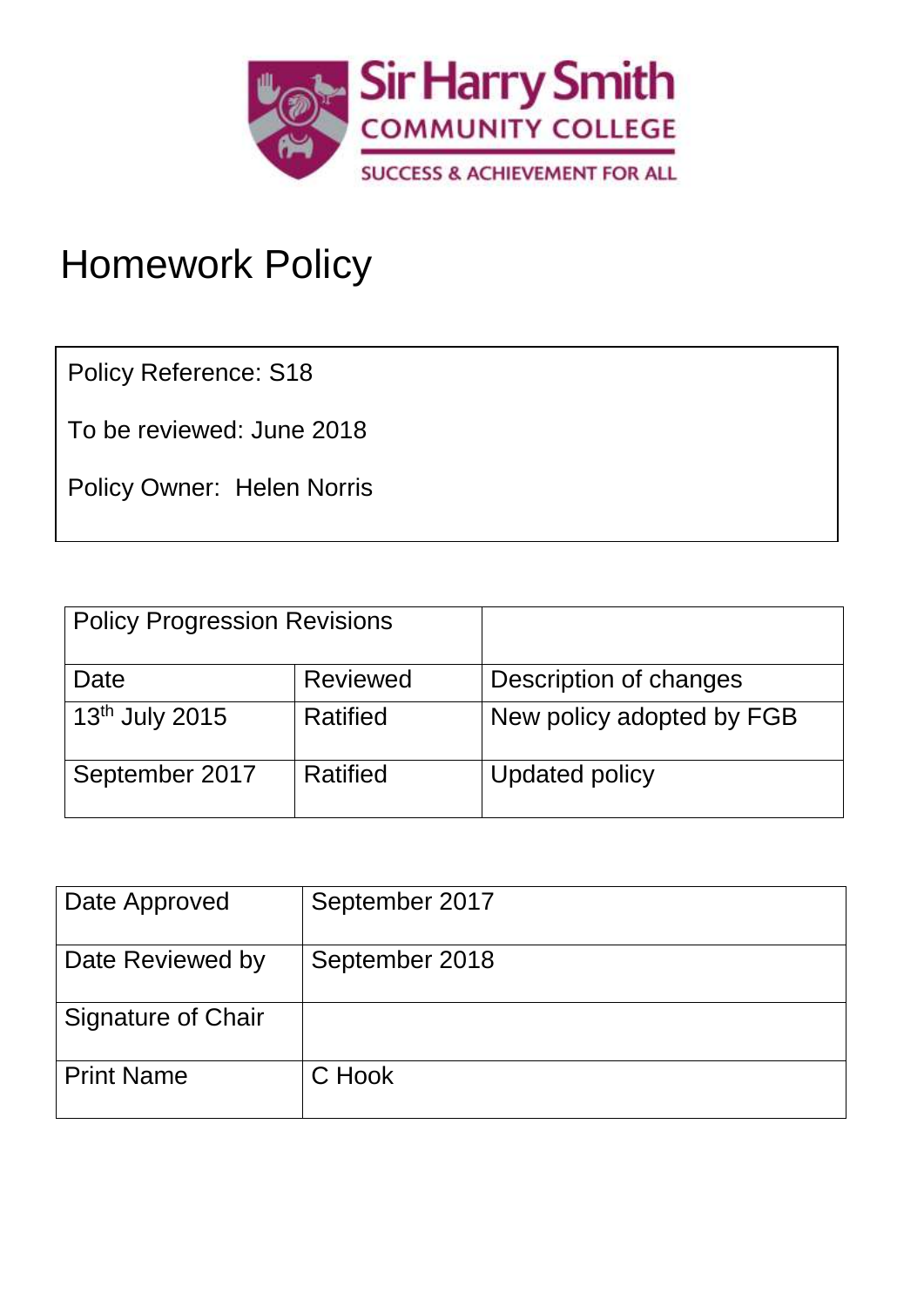Sir Harry Smith
COMMUNITY COLLEGE
SUCCESS & ACHIEVEMENT FOR ALL

# Homework Policy

Policy Reference: S18

To be reviewed: June 2018

Policy Owner: Helen Norris

| Policy Progression Revisions | | |
|---|---|---|
| Date | Reviewed | Description of changes |
| 13th July 2015 | Ratified | New policy adopted by FGB |
| September 2017 | Ratified | Updated policy |

| | |
|---|---|
| Date Approved | September 2017 |
| Date Reviewed by | September 2018 |
| Signature of Chair | |
| Print Name | C Hook |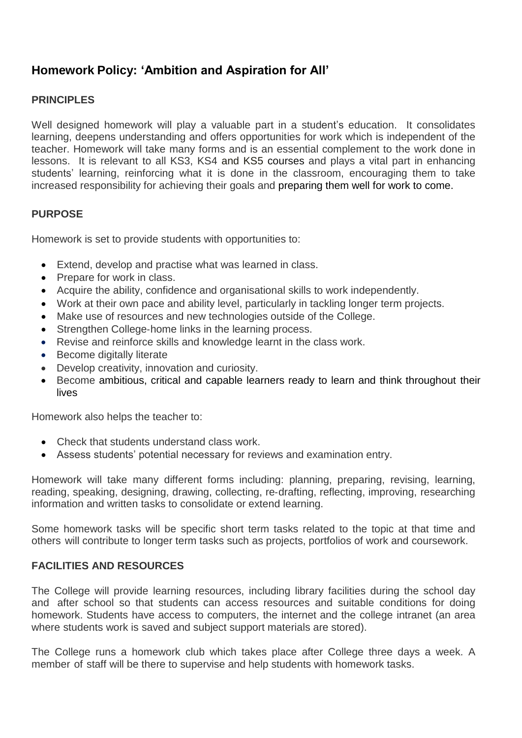## Homework Policy: 'Ambition and Aspiration for All'

### PRINCIPLES

Well designed homework will play a valuable part in a student's education. It consolidates learning, deepens understanding and offers opportunities for work which is independent of the teacher. Homework will take many forms and is an essential complement to the work done in lessons. It is relevant to all KS3, KS4 and KS5 courses and plays a vital part in enhancing students' learning, reinforcing what it is done in the classroom, encouraging them to take increased responsibility for achieving their goals and preparing them well for work to come.

### PURPOSE

Homework is set to provide students with opportunities to:

- Extend, develop and practise what was learned in class.
- Prepare for work in class.
- Acquire the ability, confidence and organisational skills to work independently.
- Work at their own pace and ability level, particularly in tackling longer term projects.
- Make use of resources and new technologies outside of the College.
- Strengthen College-home links in the learning process.
- Revise and reinforce skills and knowledge learnt in the class work.
- Become digitally literate
- Develop creativity, innovation and curiosity.
- Become ambitious, critical and capable learners ready to learn and think throughout their lives

Homework also helps the teacher to:

- Check that students understand class work.
- Assess students' potential necessary for reviews and examination entry.

Homework will take many different forms including: planning, preparing, revising, learning, reading, speaking, designing, drawing, collecting, re-drafting, reflecting, improving, researching information and written tasks to consolidate or extend learning.

Some homework tasks will be specific short term tasks related to the topic at that time and others will contribute to longer term tasks such as projects, portfolios of work and coursework.

### FACILITIES AND RESOURCES

The College will provide learning resources, including library facilities during the school day and after school so that students can access resources and suitable conditions for doing homework. Students have access to computers, the internet and the college intranet (an area where students work is saved and subject support materials are stored).

The College runs a homework club which takes place after College three days a week. A member of staff will be there to supervise and help students with homework tasks.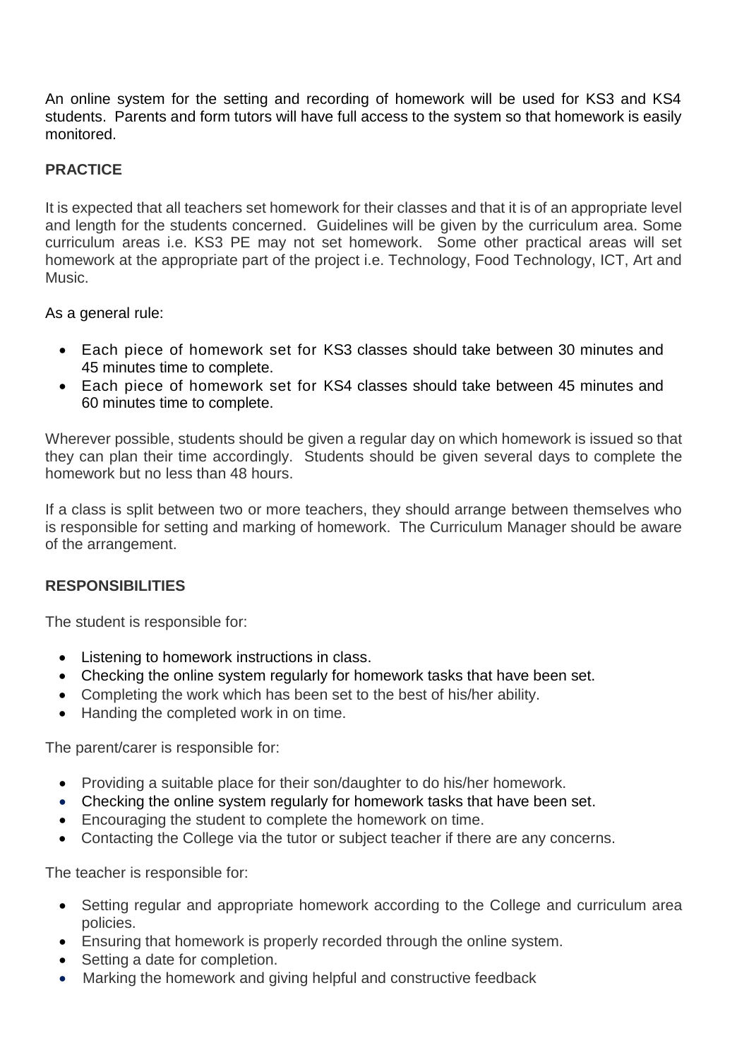An online system for the setting and recording of homework will be used for KS3 and KS4 students. Parents and form tutors will have full access to the system so that homework is easily monitored.

## PRACTICE

It is expected that all teachers set homework for their classes and that it is of an appropriate level and length for the students concerned. Guidelines will be given by the curriculum area. Some curriculum areas i.e. KS3 PE may not set homework. Some other practical areas will set homework at the appropriate part of the project i.e. Technology, Food Technology, ICT, Art and Music.

As a general rule:

- Each piece of homework set for KS3 classes should take between 30 minutes and 45 minutes time to complete.
- Each piece of homework set for KS4 classes should take between 45 minutes and 60 minutes time to complete.

Wherever possible, students should be given a regular day on which homework is issued so that they can plan their time accordingly. Students should be given several days to complete the homework but no less than 48 hours.

If a class is split between two or more teachers, they should arrange between themselves who is responsible for setting and marking of homework. The Curriculum Manager should be aware of the arrangement.

## RESPONSIBILITIES

The student is responsible for:

- Listening to homework instructions in class.
- Checking the online system regularly for homework tasks that have been set.
- Completing the work which has been set to the best of his/her ability.
- Handing the completed work in on time.

The parent/carer is responsible for:

- Providing a suitable place for their son/daughter to do his/her homework.
- Checking the online system regularly for homework tasks that have been set.
- Encouraging the student to complete the homework on time.
- Contacting the College via the tutor or subject teacher if there are any concerns.

The teacher is responsible for:

- Setting regular and appropriate homework according to the College and curriculum area policies.
- Ensuring that homework is properly recorded through the online system.
- Setting a date for completion.
- Marking the homework and giving helpful and constructive feedback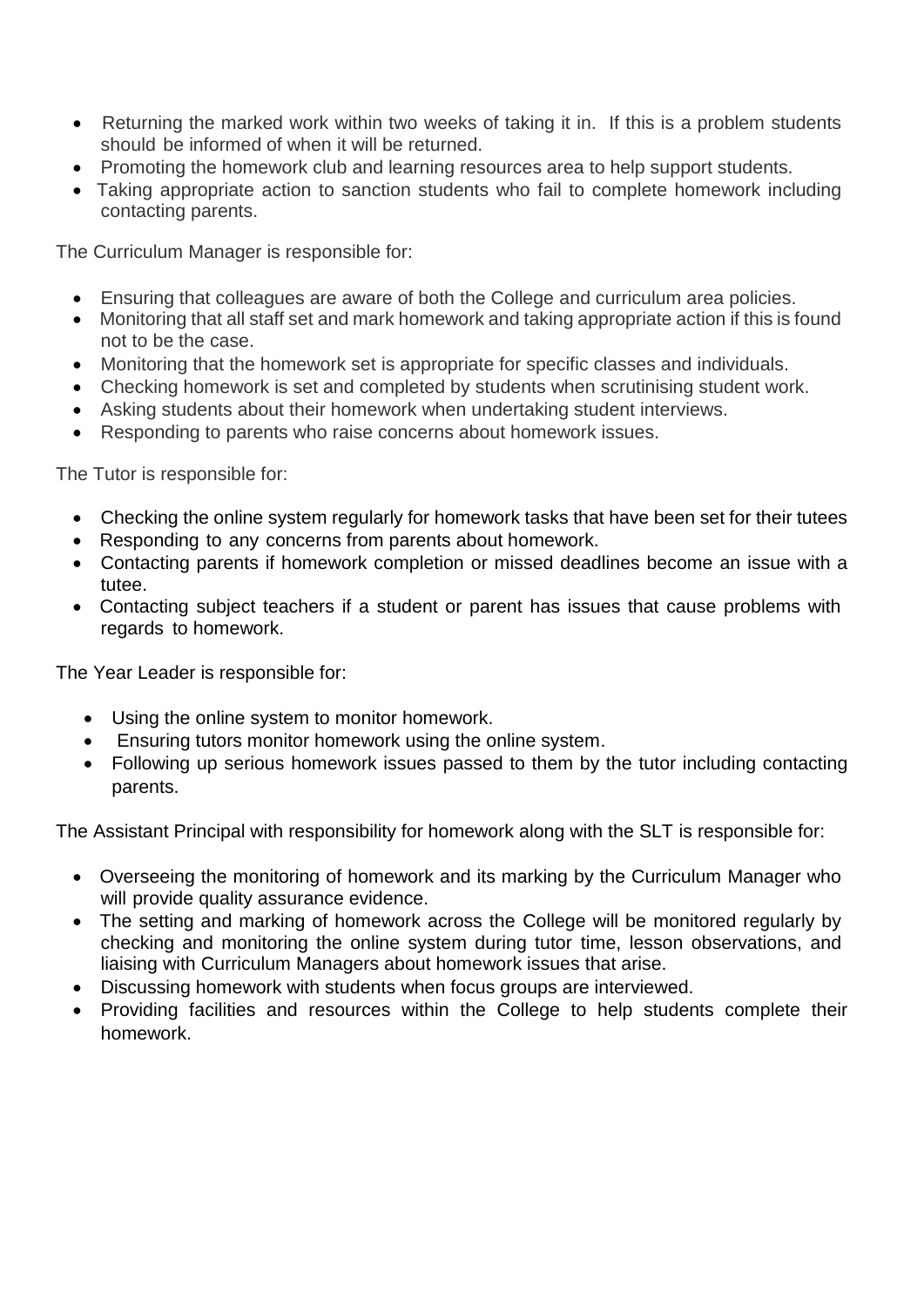- Returning the marked work within two weeks of taking it in. If this is a problem students should be informed of when it will be returned.
- Promoting the homework club and learning resources area to help support students.
- Taking appropriate action to sanction students who fail to complete homework including contacting parents.

The Curriculum Manager is responsible for:

- Ensuring that colleagues are aware of both the College and curriculum area policies.
- Monitoring that all staff set and mark homework and taking appropriate action if this is found not to be the case.
- Monitoring that the homework set is appropriate for specific classes and individuals.
- Checking homework is set and completed by students when scrutinising student work.
- Asking students about their homework when undertaking student interviews.
- Responding to parents who raise concerns about homework issues.

The Tutor is responsible for:

- Checking the online system regularly for homework tasks that have been set for their tutees
- Responding to any concerns from parents about homework.
- Contacting parents if homework completion or missed deadlines become an issue with a tutee.
- Contacting subject teachers if a student or parent has issues that cause problems with regards to homework.

The Year Leader is responsible for:

- Using the online system to monitor homework.
- Ensuring tutors monitor homework using the online system.
- Following up serious homework issues passed to them by the tutor including contacting parents.

The Assistant Principal with responsibility for homework along with the SLT is responsible for:

- Overseeing the monitoring of homework and its marking by the Curriculum Manager who will provide quality assurance evidence.
- The setting and marking of homework across the College will be monitored regularly by checking and monitoring the online system during tutor time, lesson observations, and liaising with Curriculum Managers about homework issues that arise.
- Discussing homework with students when focus groups are interviewed.
- Providing facilities and resources within the College to help students complete their homework.